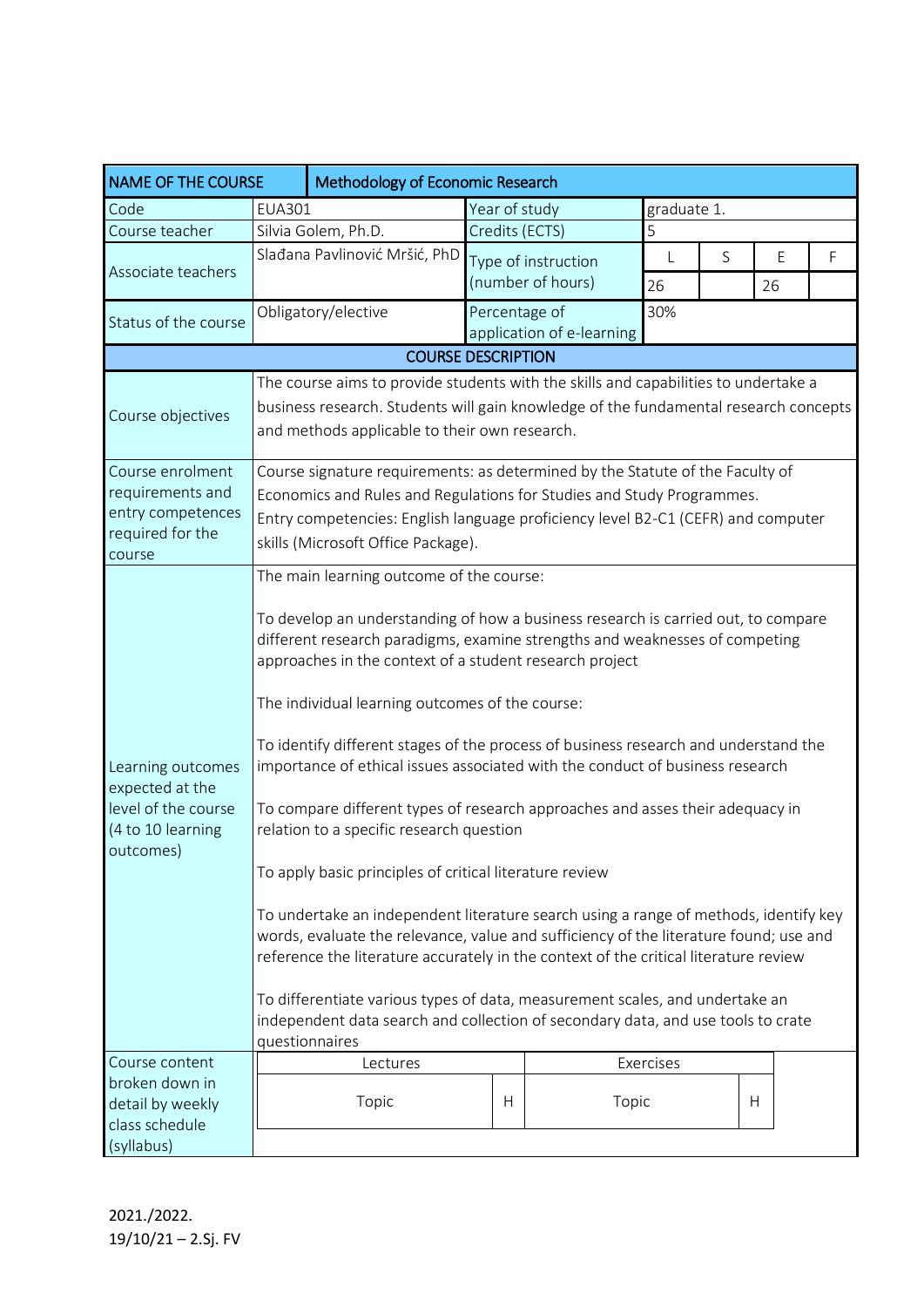| NAME OF THE COURSE | Methodology of Economic Research | | | | | | |
|---|---|---|---|---|---|---|---|
| Code | EUA301 | Year of study | graduate 1. | | | | |
| Course teacher | Silvia Golem, Ph.D. | Credits (ECTS) | 5 | | | | |
| Associate teachers | Slađana Pavlinović Mršić, PhD | Type of instruction (number of hours) | L | S | E | F | |
| | | | 26 | | 26 | | |
| Status of the course | Obligatory/elective | Percentage of application of e-learning | 30% | | | | |

| COURSE DESCRIPTION | |
|---|---|
| Course objectives | The course aims to provide students with the skills and capabilities to undertake a business research. Students will gain knowledge of the fundamental research concepts and methods applicable to their own research. |
| Course enrolment requirements and entry competences required for the course | Course signature requirements: as determined by the Statute of the Faculty of Economics and Rules and Regulations for Studies and Study Programmes. Entry competencies: English language proficiency level B2-C1 (CEFR) and computer skills (Microsoft Office Package). |
| Learning outcomes expected at the level of the course (4 to 10 learning outcomes) | The main learning outcome of the course:<br><br>To develop an understanding of how a business research is carried out, to compare different research paradigms, examine strengths and weaknesses of competing approaches in the context of a student research project<br><br>The individual learning outcomes of the course:<br><br>To identify different stages of the process of business research and understand the importance of ethical issues associated with the conduct of business research<br><br>To compare different types of research approaches and asses their adequacy in relation to a specific research question<br><br>To apply basic principles of critical literature review<br><br>To undertake an independent literature search using a range of methods, identify key words, evaluate the relevance, value and sufficiency of the literature found; use and reference the literature accurately in the context of the critical literature review<br><br>To differentiate various types of data, measurement scales, and undertake an independent data search and collection of secondary data, and use tools to crate questionnaires |

| Course content broken down in detail by weekly class schedule (syllabus) | Lectures | | Exercises | |
|---|---|---|---|---|
| | Topic | H | Topic | H |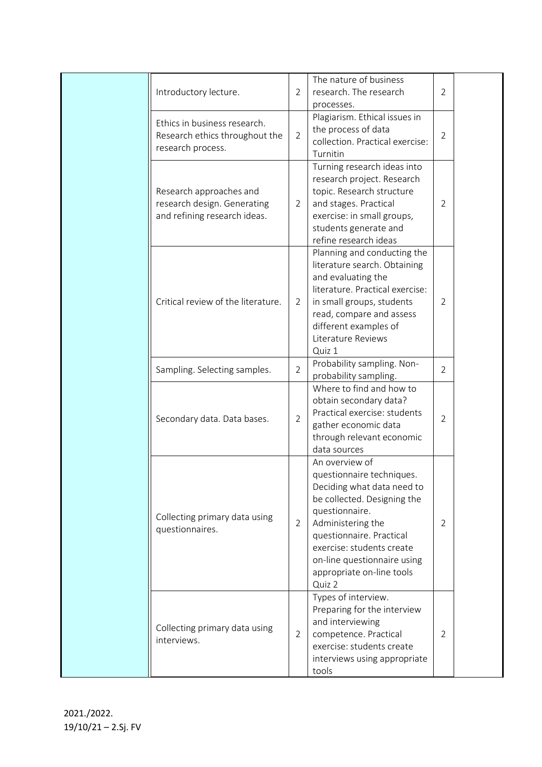| | | | | | |
|---|---|---|---|---|---|
| | Introductory lecture. | 2 | The nature of business research. The research processes. | 2 | |
| | Ethics in business research. Research ethics throughout the research process. | 2 | Plagiarism. Ethical issues in the process of data collection. Practical exercise: Turnitin | 2 | |
| | Research approaches and research design. Generating and refining research ideas. | 2 | Turning research ideas into research project. Research topic. Research structure and stages. Practical exercise: in small groups, students generate and refine research ideas | 2 | |
| | Critical review of the literature. | 2 | Planning and conducting the literature search. Obtaining and evaluating the literature. Practical exercise: in small groups, students read, compare and assess different examples of Literature Reviews<br>Quiz 1 | 2 | |
| | Sampling. Selecting samples. | 2 | Probability sampling. Non-probability sampling. | 2 | |
| | Secondary data. Data bases. | 2 | Where to find and how to obtain secondary data? Practical exercise: students gather economic data through relevant economic data sources | 2 | |
| | Collecting primary data using questionnaires. | 2 | An overview of questionnaire techniques. Deciding what data need to be collected. Designing the questionnaire. Administering the questionnaire. Practical exercise: students create on-line questionnaire using appropriate on-line tools<br>Quiz 2 | 2 | |
| | Collecting primary data using interviews. | 2 | Types of interview. Preparing for the interview and interviewing competence. Practical exercise: students create interviews using appropriate tools | 2 | |

2021./2022.
19/10/21 – 2.Sj. FV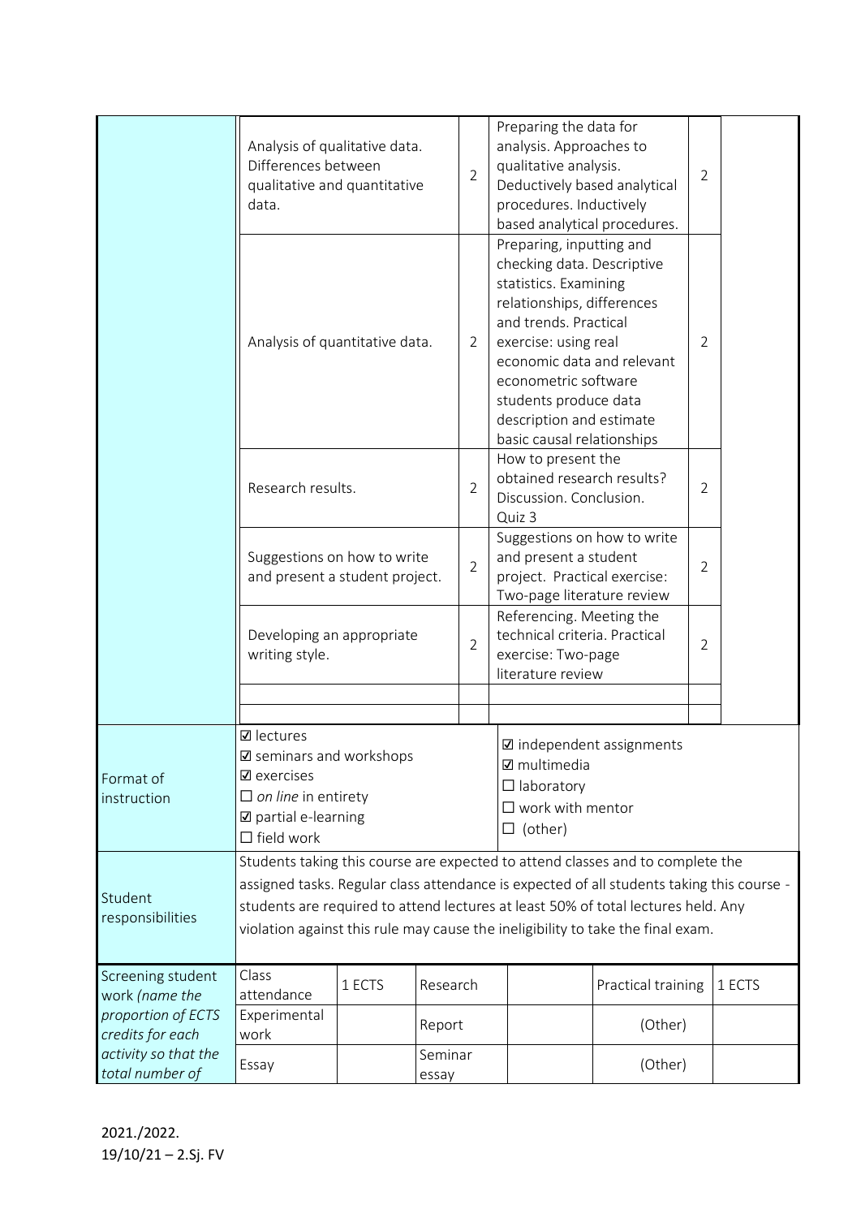| | | | | |
|---|---|---|---|---|
| | Analysis of qualitative data. Differences between qualitative and quantitative data. | 2 | Preparing the data for analysis. Approaches to qualitative analysis. Deductively based analytical procedures. Inductively based analytical procedures. | 2 |
| | Analysis of quantitative data. | 2 | Preparing, inputting and checking data. Descriptive statistics. Examining relationships, differences and trends. Practical exercise: using real economic data and relevant econometric software students produce data description and estimate basic causal relationships | 2 |
| | Research results. | 2 | How to present the obtained research results? Discussion. Conclusion. Quiz 3 | 2 |
| | Suggestions on how to write and present a student project. | 2 | Suggestions on how to write and present a student project. Practical exercise: Two-page literature review | 2 |
| | Developing an appropriate writing style. | 2 | Referencing. Meeting the technical criteria. Practical exercise: Two-page literature review | 2 |
| | | | | |
| | | | | |

| | | |
|---|---|---|
| Format of instruction | ☑ lectures<br>☑ seminars and workshops<br>☑ exercises<br>☐ *on line* in entirety<br>☑ partial e-learning<br>☐ field work | ☑ independent assignments<br>☑ multimedia<br>☐ laboratory<br>☐ work with mentor<br>☐ (other) |
| Student responsibilities | Students taking this course are expected to attend classes and to complete the assigned tasks. Regular class attendance is expected of all students taking this course - students are required to attend lectures at least 50% of total lectures held. Any violation against this rule may cause the ineligibility to take the final exam. | |

| | | | | | | |
|---|---|---|---|---|---|---|
| Screening student work *(name the proportion of ECTS credits for each activity so that the total number of* | Class attendance | 1 ECTS | Research | | Practical training | 1 ECTS |
| | Experimental work | | Report | | (Other) | |
| | Essay | | Seminar essay | | (Other) | |

2021./2022.
19/10/21 – 2.Sj. FV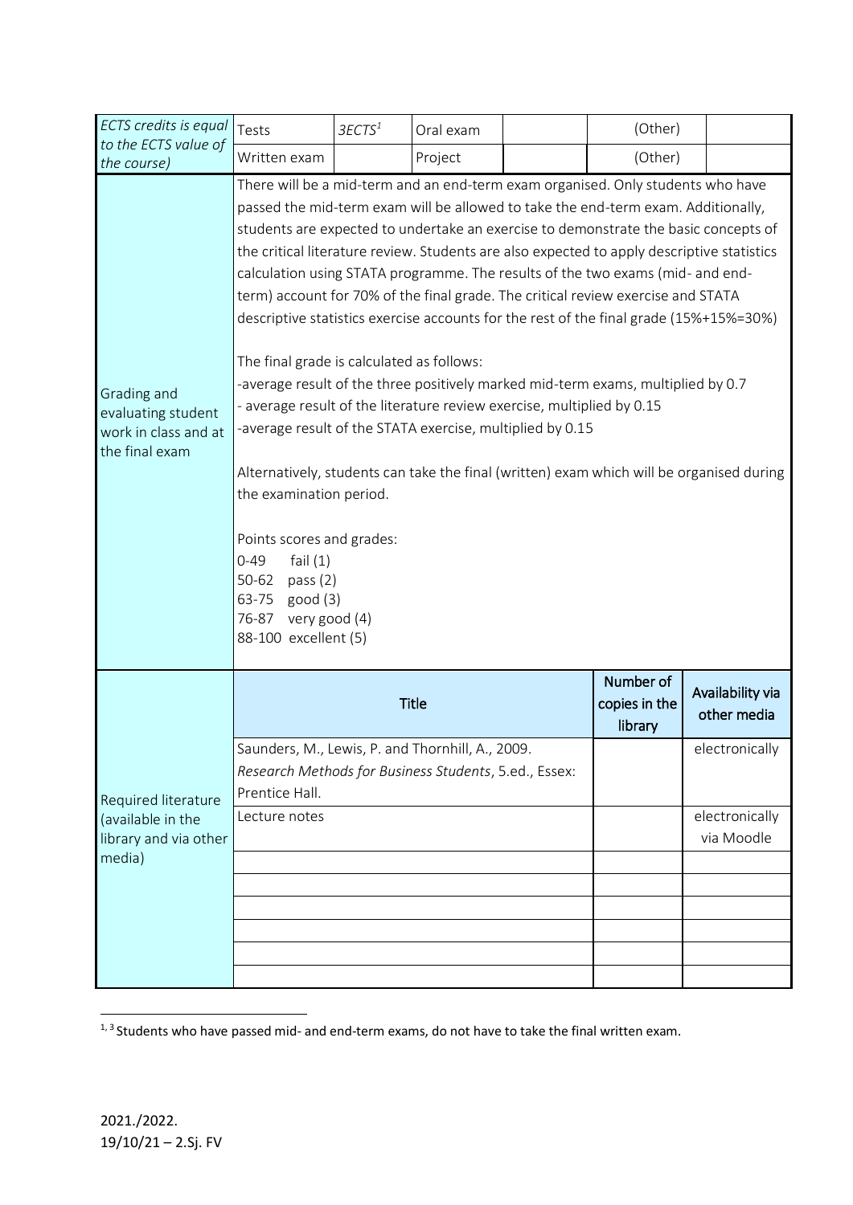| *ECTS credits is equal to the ECTS value of the course)* | Tests | 3ECTS[1] | Oral exam | | (Other) | |
|---|---|---|---|---|---|---|
| | Written exam | | Project | | (Other) | |

| | |
|---|---|
| Grading and evaluating student work in class and at the final exam | There will be a mid-term and an end-term exam organised. Only students who have passed the mid-term exam will be allowed to take the end-term exam. Additionally, students are expected to undertake an exercise to demonstrate the basic concepts of the critical literature review. Students are also expected to apply descriptive statistics calculation using STATA programme. The results of the two exams (mid- and end-term) account for 70% of the final grade. The critical review exercise and STATA descriptive statistics exercise accounts for the rest of the final grade (15%+15%=30%)<br><br>The final grade is calculated as follows:<br>-average result of the three positively marked mid-term exams, multiplied by 0.7<br>- average result of the literature review exercise, multiplied by 0.15<br>-average result of the STATA exercise, multiplied by 0.15<br><br>Alternatively, students can take the final (written) exam which will be organised during the examination period.<br><br>Points scores and grades:<br>0-49 fail (1)<br>50-62 pass (2)<br>63-75 good (3)<br>76-87 very good (4)<br>88-100 excellent (5) |

| Required literature (available in the library and via other media) | Title | Number of copies in the library | Availability via other media |
|---|---|---|---|
| | Saunders, M., Lewis, P. and Thornhill, A., 2009. *Research Methods for Business Students*, 5.ed., Essex: Prentice Hall. | | electronically |
| | Lecture notes | | electronically via Moodle |
| | | | |
| | | | |
| | | | |
| | | | |
| | | | |
| | | | |

[1, 3] Students who have passed mid- and end-term exams, do not have to take the final written exam.

2021./2022.
19/10/21 – 2.Sj. FV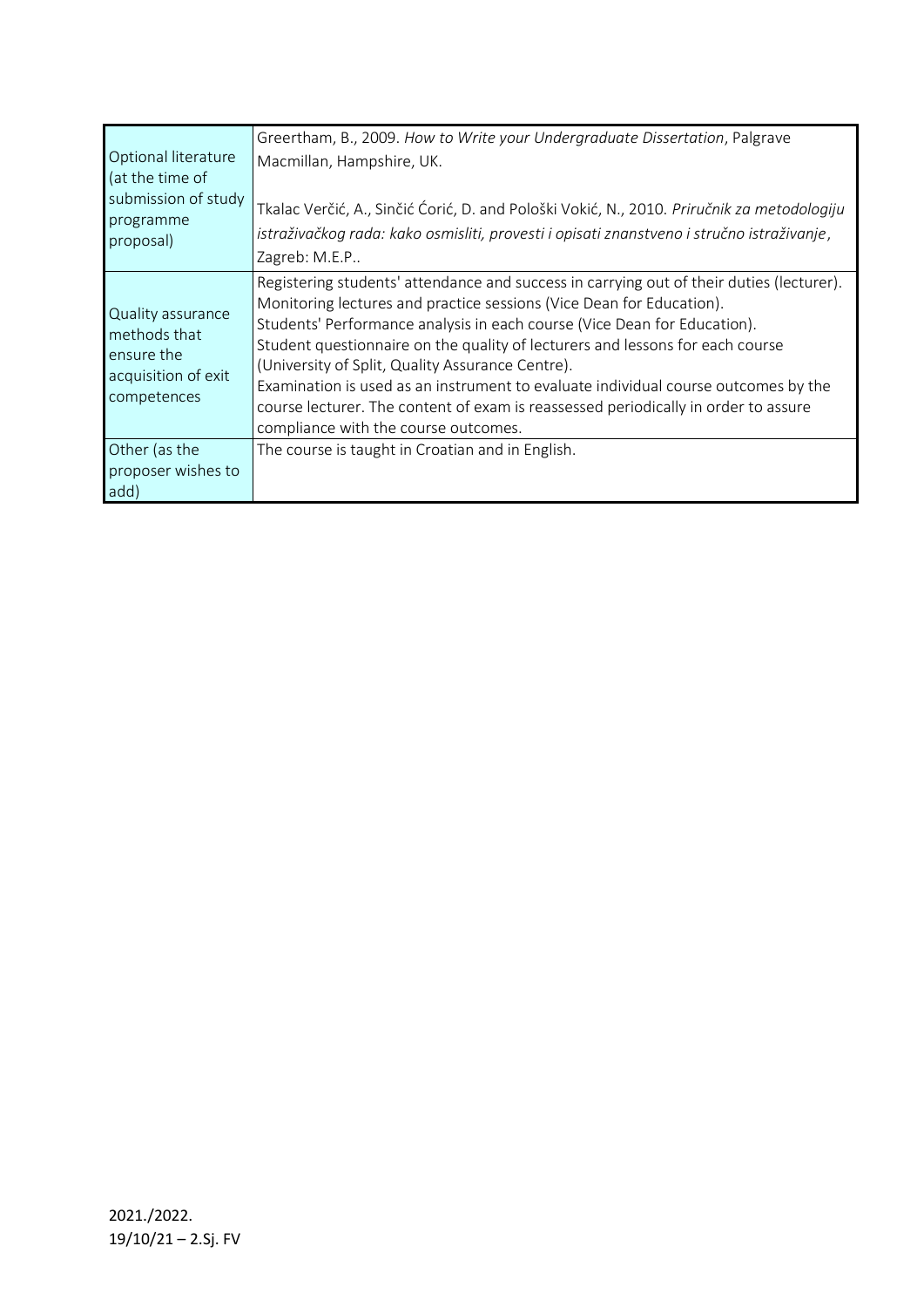| | |
|---|---|
| Optional literature (at the time of submission of study programme proposal) | Greertham, B., 2009. *How to Write your Undergraduate Dissertation*, Palgrave Macmillan, Hampshire, UK.<br><br>Tkalac Verčić, A., Sinčić Ćorić, D. and Pološki Vokić, N., 2010. *Priručnik za metodologiju istraživačkog rada: kako osmisliti, provesti i opisati znanstveno i stručno istraživanje*, Zagreb: M.E.P.. |
| Quality assurance methods that ensure the acquisition of exit competences | Registering students' attendance and success in carrying out of their duties (lecturer).<br>Monitoring lectures and practice sessions (Vice Dean for Education).<br>Students' Performance analysis in each course (Vice Dean for Education).<br>Student questionnaire on the quality of lecturers and lessons for each course (University of Split, Quality Assurance Centre).<br>Examination is used as an instrument to evaluate individual course outcomes by the course lecturer. The content of exam is reassessed periodically in order to assure compliance with the course outcomes. |
| Other (as the proposer wishes to add) | The course is taught in Croatian and in English. |

2021./2022.
19/10/21 – 2.Sj. FV